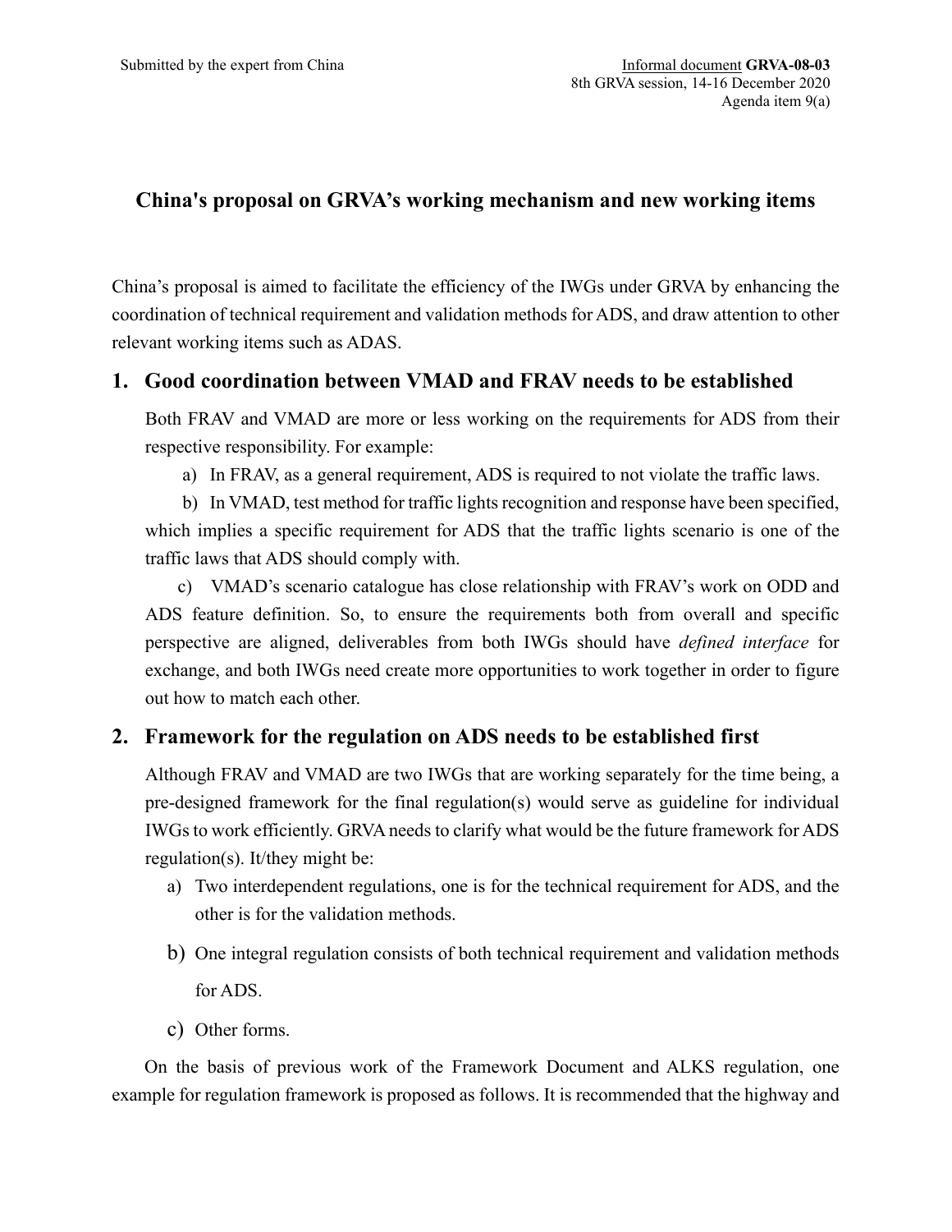Submitted by the expert from China

Informal document **GRVA-08-03**
8th GRVA session, 14-16 December 2020
Agenda item 9(a)

# China's proposal on GRVA's working mechanism and new working items

China's proposal is aimed to facilitate the efficiency of the IWGs under GRVA by enhancing the coordination of technical requirement and validation methods for ADS, and draw attention to other relevant working items such as ADAS.

## 1. Good coordination between VMAD and FRAV needs to be established

Both FRAV and VMAD are more or less working on the requirements for ADS from their respective responsibility. For example:

a) In FRAV, as a general requirement, ADS is required to not violate the traffic laws.

b) In VMAD, test method for traffic lights recognition and response have been specified, which implies a specific requirement for ADS that the traffic lights scenario is one of the traffic laws that ADS should comply with.

c) VMAD's scenario catalogue has close relationship with FRAV's work on ODD and ADS feature definition. So, to ensure the requirements both from overall and specific perspective are aligned, deliverables from both IWGs should have *defined interface* for exchange, and both IWGs need create more opportunities to work together in order to figure out how to match each other.

## 2. Framework for the regulation on ADS needs to be established first

Although FRAV and VMAD are two IWGs that are working separately for the time being, a pre-designed framework for the final regulation(s) would serve as guideline for individual IWGs to work efficiently. GRVA needs to clarify what would be the future framework for ADS regulation(s). It/they might be:

a) Two interdependent regulations, one is for the technical requirement for ADS, and the other is for the validation methods.

b) One integral regulation consists of both technical requirement and validation methods for ADS.

c) Other forms.

On the basis of previous work of the Framework Document and ALKS regulation, one example for regulation framework is proposed as follows. It is recommended that the highway and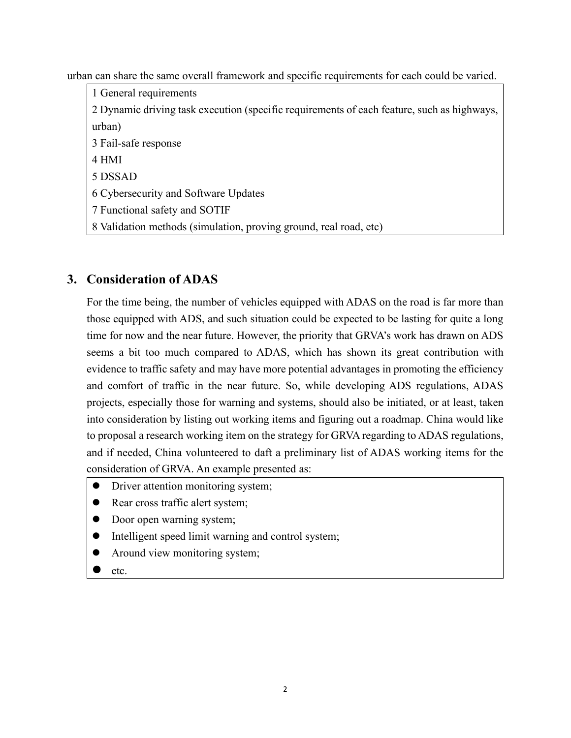urban can share the same overall framework and specific requirements for each could be varied.

1 General requirements
2 Dynamic driving task execution (specific requirements of each feature, such as highways, urban)
3 Fail-safe response
4 HMI
5 DSSAD
6 Cybersecurity and Software Updates
7 Functional safety and SOTIF
8 Validation methods (simulation, proving ground, real road, etc)

## 3. Consideration of ADAS

For the time being, the number of vehicles equipped with ADAS on the road is far more than those equipped with ADS, and such situation could be expected to be lasting for quite a long time for now and the near future. However, the priority that GRVA's work has drawn on ADS seems a bit too much compared to ADAS, which has shown its great contribution with evidence to traffic safety and may have more potential advantages in promoting the efficiency and comfort of traffic in the near future. So, while developing ADS regulations, ADAS projects, especially those for warning and systems, should also be initiated, or at least, taken into consideration by listing out working items and figuring out a roadmap. China would like to proposal a research working item on the strategy for GRVA regarding to ADAS regulations, and if needed, China volunteered to daft a preliminary list of ADAS working items for the consideration of GRVA. An example presented as:

- Driver attention monitoring system;
- Rear cross traffic alert system;
- Door open warning system;
- Intelligent speed limit warning and control system;
- Around view monitoring system;
- etc.